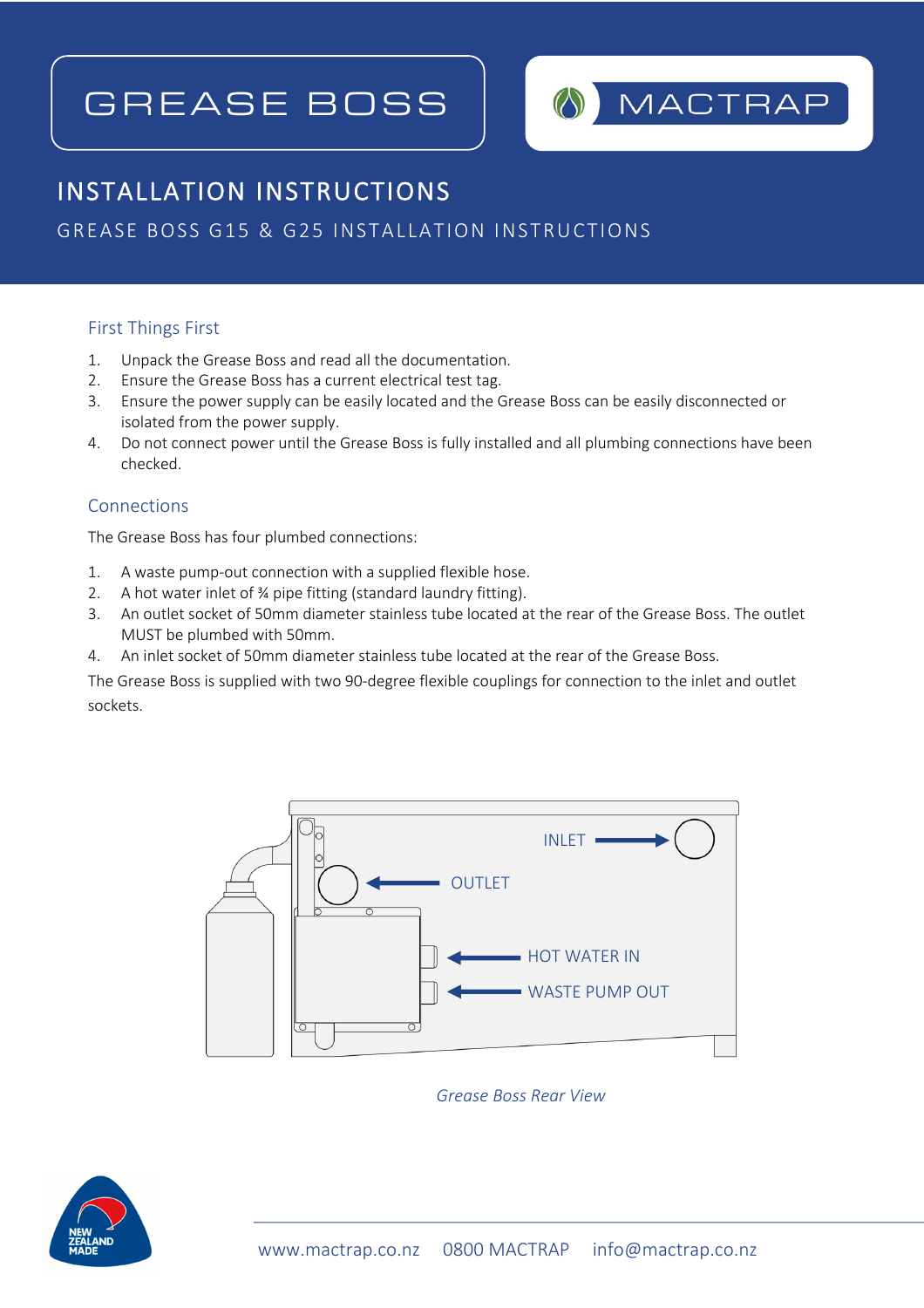GREASE BOSS

MACTRAP

# INSTALLATION INSTRUCTIONS

GREASE BOSS G15 & G25 INSTALLATION INSTRUCTIONS

## First Things First

1. Unpack the Grease Boss and read all the documentation.
2. Ensure the Grease Boss has a current electrical test tag.
3. Ensure the power supply can be easily located and the Grease Boss can be easily disconnected or isolated from the power supply.
4. Do not connect power until the Grease Boss is fully installed and all plumbing connections have been checked.

## Connections

The Grease Boss has four plumbed connections:

1. A waste pump-out connection with a supplied flexible hose.
2. A hot water inlet of ¾ pipe fitting (standard laundry fitting).
3. An outlet socket of 50mm diameter stainless tube located at the rear of the Grease Boss. The outlet MUST be plumbed with 50mm.
4. An inlet socket of 50mm diameter stainless tube located at the rear of the Grease Boss.

The Grease Boss is supplied with two 90-degree flexible couplings for connection to the inlet and outlet sockets.

INLET

OUTLET

HOT WATER IN

WASTE PUMP OUT

*Grease Boss Rear View*

NEW ZEALAND MADE

www.mactrap.co.nz 0800 MACTRAP info@mactrap.co.nz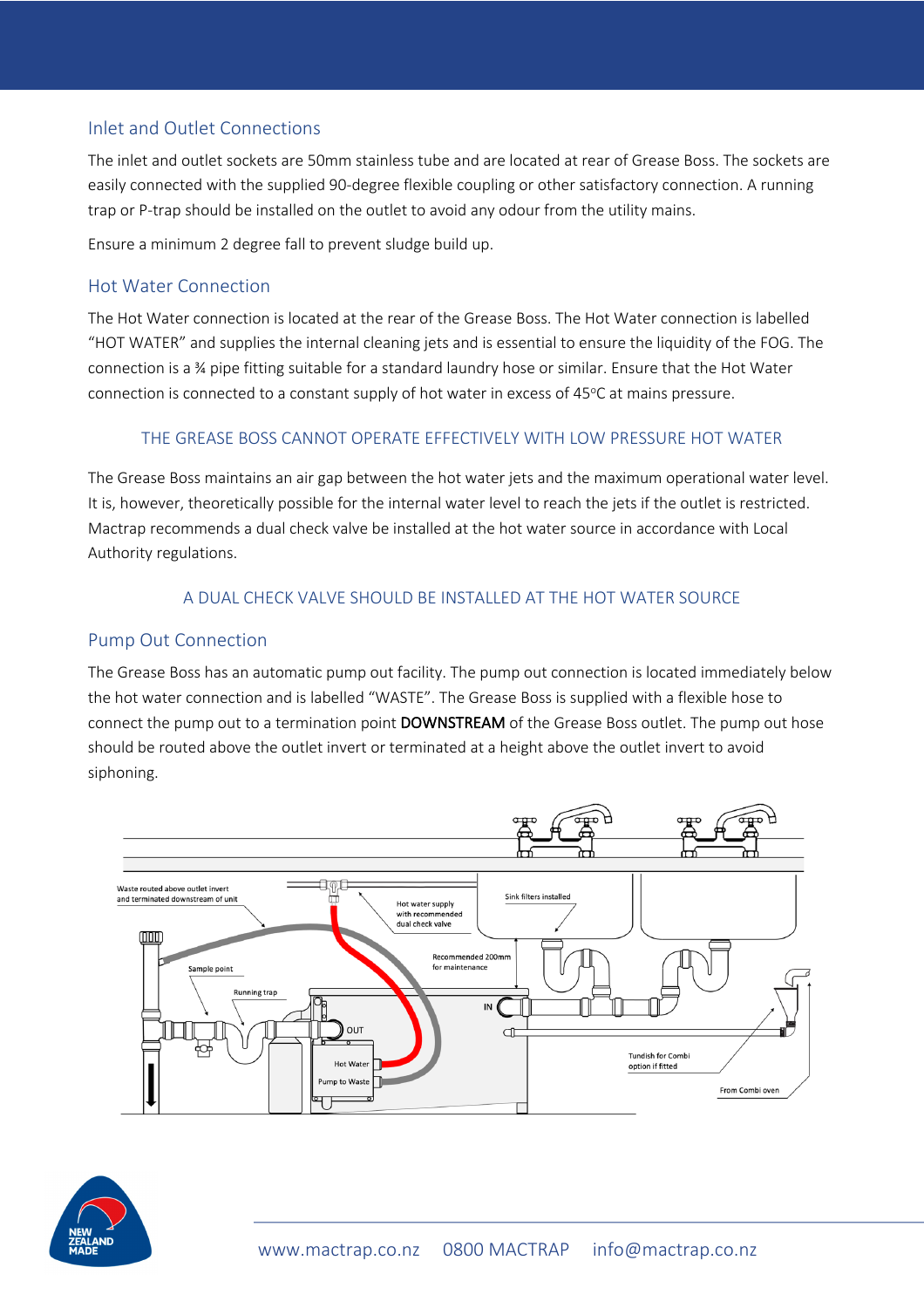## Inlet and Outlet Connections

The inlet and outlet sockets are 50mm stainless tube and are located at rear of Grease Boss. The sockets are easily connected with the supplied 90-degree flexible coupling or other satisfactory connection. A running trap or P-trap should be installed on the outlet to avoid any odour from the utility mains.

Ensure a minimum 2 degree fall to prevent sludge build up.

## Hot Water Connection

The Hot Water connection is located at the rear of the Grease Boss. The Hot Water connection is labelled "HOT WATER" and supplies the internal cleaning jets and is essential to ensure the liquidity of the FOG. The connection is a ¾ pipe fitting suitable for a standard laundry hose or similar. Ensure that the Hot Water connection is connected to a constant supply of hot water in excess of 45°C at mains pressure.

THE GREASE BOSS CANNOT OPERATE EFFECTIVELY WITH LOW PRESSURE HOT WATER

The Grease Boss maintains an air gap between the hot water jets and the maximum operational water level. It is, however, theoretically possible for the internal water level to reach the jets if the outlet is restricted. Mactrap recommends a dual check valve be installed at the hot water source in accordance with Local Authority regulations.

A DUAL CHECK VALVE SHOULD BE INSTALLED AT THE HOT WATER SOURCE

## Pump Out Connection

The Grease Boss has an automatic pump out facility. The pump out connection is located immediately below the hot water connection and is labelled "WASTE". The Grease Boss is supplied with a flexible hose to connect the pump out to a termination point DOWNSTREAM of the Grease Boss outlet. The pump out hose should be routed above the outlet invert or terminated at a height above the outlet invert to avoid siphoning.

Waste routed above outlet invert and terminated downstream of unit

Hot water supply with recommended dual check valve

Sink filters installed

Sample point

Running trap

Recommended 200mm for maintenance

IN

OUT

Hot Water

Pump to Waste

Tundish for Combi option if fitted

From Combi oven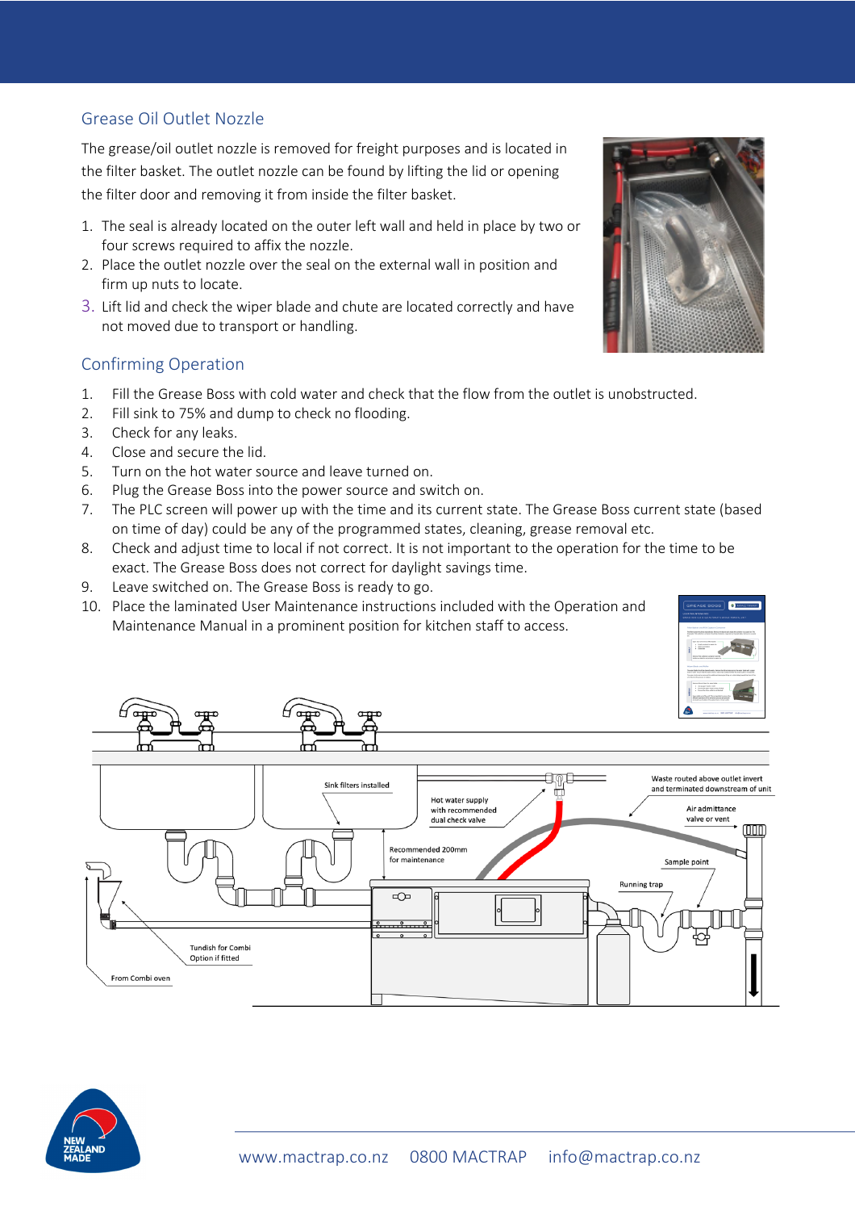## Grease Oil Outlet Nozzle

The grease/oil outlet nozzle is removed for freight purposes and is located in the filter basket. The outlet nozzle can be found by lifting the lid or opening the filter door and removing it from inside the filter basket.

1. The seal is already located on the outer left wall and held in place by two or four screws required to affix the nozzle.
2. Place the outlet nozzle over the seal on the external wall in position and firm up nuts to locate.
3. Lift lid and check the wiper blade and chute are located correctly and have not moved due to transport or handling.

## Confirming Operation

1. Fill the Grease Boss with cold water and check that the flow from the outlet is unobstructed.
2. Fill sink to 75% and dump to check no flooding.
3. Check for any leaks.
4. Close and secure the lid.
5. Turn on the hot water source and leave turned on.
6. Plug the Grease Boss into the power source and switch on.
7. The PLC screen will power up with the time and its current state. The Grease Boss current state (based on time of day) could be any of the programmed states, cleaning, grease removal etc.
8. Check and adjust time to local if not correct. It is not important to the operation for the time to be exact. The Grease Boss does not correct for daylight savings time.
9. Leave switched on. The Grease Boss is ready to go.
10. Place the laminated User Maintenance instructions included with the Operation and Maintenance Manual in a prominent position for kitchen staff to access.

Sink filters installed

Hot water supply with recommended dual check valve

Waste routed above outlet invert and terminated downstream of unit

Air admittance valve or vent

Recommended 200mm for maintenance

Sample point

Running trap

Tundish for Combi Option if fitted

From Combi oven

www.mactrap.co.nz 0800 MACTRAP info@mactrap.co.nz